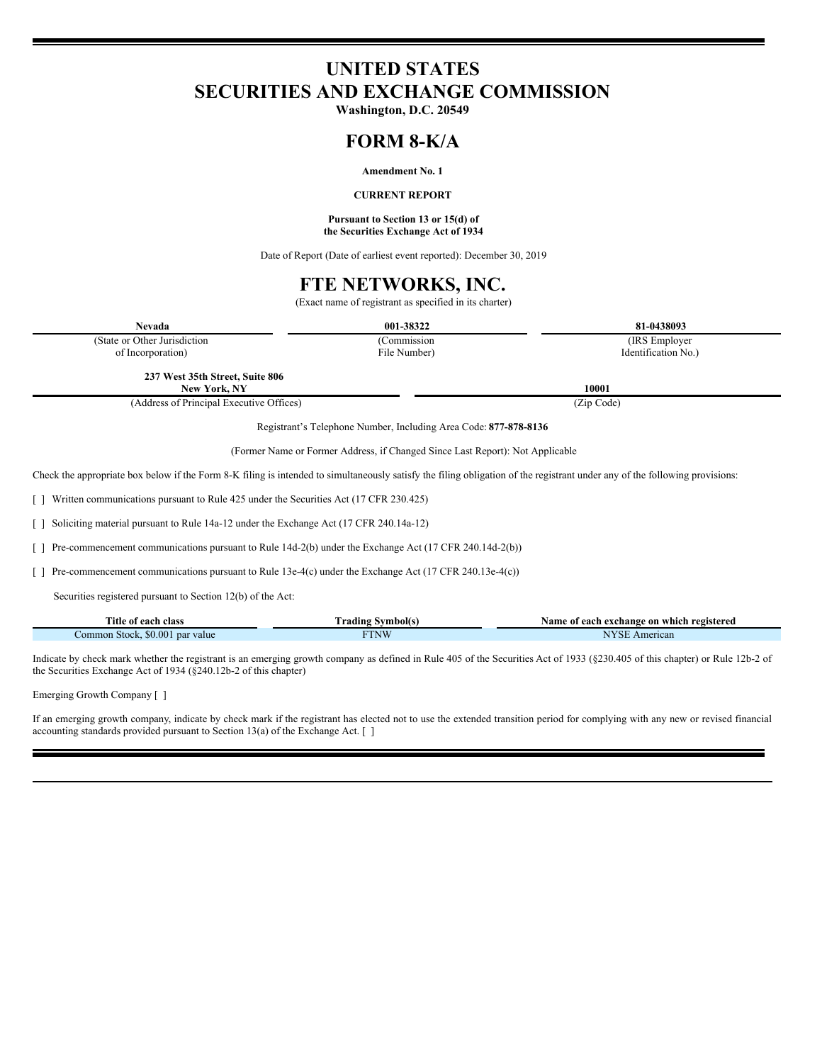# UNITED STATES
# SECURITIES AND EXCHANGE COMMISSION

**Washington, D.C. 20549**

# FORM 8-K/A

**Amendment No. 1**

**CURRENT REPORT**

**Pursuant to Section 13 or 15(d) of the Securities Exchange Act of 1934**

Date of Report (Date of earliest event reported): December 30, 2019

# FTE NETWORKS, INC.

(Exact name of registrant as specified in its charter)

| Nevada | 001-38322 | 81-0438093 |
|---|---|---|
| (State or Other Jurisdiction of Incorporation) | (Commission File Number) | (IRS Employer Identification No.) |

| 237 West 35th Street, Suite 806 New York, NY | 10001 |
|---|---|
| (Address of Principal Executive Offices) | (Zip Code) |

Registrant's Telephone Number, Including Area Code: **877-878-8136**

(Former Name or Former Address, if Changed Since Last Report): Not Applicable

Check the appropriate box below if the Form 8-K filing is intended to simultaneously satisfy the filing obligation of the registrant under any of the following provisions:

[ ] Written communications pursuant to Rule 425 under the Securities Act (17 CFR 230.425)

[ ] Soliciting material pursuant to Rule 14a-12 under the Exchange Act (17 CFR 240.14a-12)

[ ] Pre-commencement communications pursuant to Rule 14d-2(b) under the Exchange Act (17 CFR 240.14d-2(b))

[ ] Pre-commencement communications pursuant to Rule 13e-4(c) under the Exchange Act (17 CFR 240.13e-4(c))

Securities registered pursuant to Section 12(b) of the Act:

| Title of each class | Trading Symbol(s) | Name of each exchange on which registered |
|---|---|---|
| Common Stock, $0.001 par value | FTNW | NYSE American |

Indicate by check mark whether the registrant is an emerging growth company as defined in Rule 405 of the Securities Act of 1933 (§230.405 of this chapter) or Rule 12b-2 of the Securities Exchange Act of 1934 (§240.12b-2 of this chapter)

Emerging Growth Company [ ]

If an emerging growth company, indicate by check mark if the registrant has elected not to use the extended transition period for complying with any new or revised financial accounting standards provided pursuant to Section 13(a) of the Exchange Act. [ ]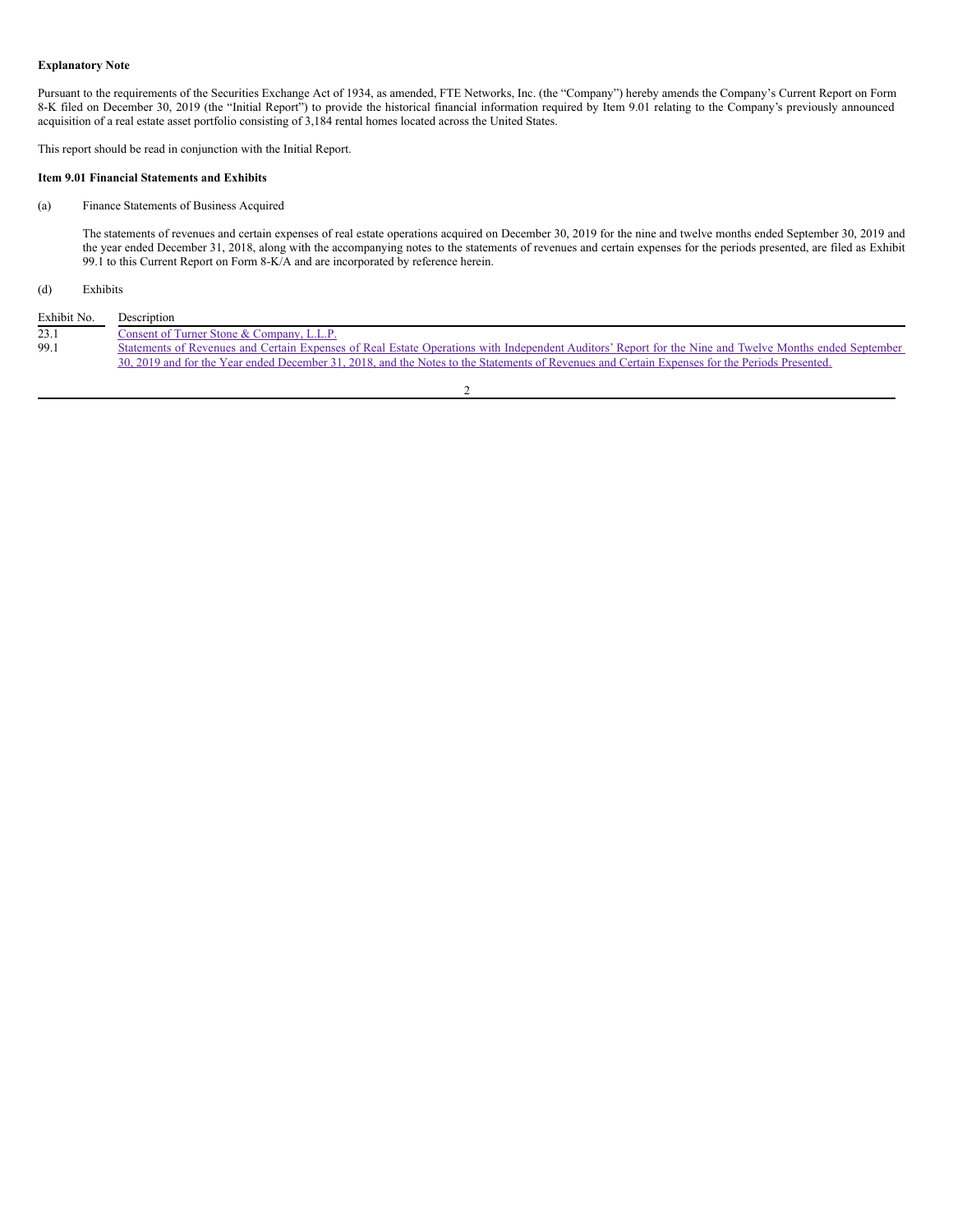**Explanatory Note**

Pursuant to the requirements of the Securities Exchange Act of 1934, as amended, FTE Networks, Inc. (the "Company") hereby amends the Company's Current Report on Form 8-K filed on December 30, 2019 (the "Initial Report") to provide the historical financial information required by Item 9.01 relating to the Company's previously announced acquisition of a real estate asset portfolio consisting of 3,184 rental homes located across the United States.

This report should be read in conjunction with the Initial Report.

**Item 9.01 Financial Statements and Exhibits**

(a) Finance Statements of Business Acquired

The statements of revenues and certain expenses of real estate operations acquired on December 30, 2019 for the nine and twelve months ended September 30, 2019 and the year ended December 31, 2018, along with the accompanying notes to the statements of revenues and certain expenses for the periods presented, are filed as Exhibit 99.1 to this Current Report on Form 8-K/A and are incorporated by reference herein.

(d) Exhibits

| Exhibit No. | Description |
| --- | --- |
| 23.1 | Consent of Turner Stone & Company, L.L.P. |
| 99.1 | Statements of Revenues and Certain Expenses of Real Estate Operations with Independent Auditors' Report for the Nine and Twelve Months ended September 30, 2019 and for the Year ended December 31, 2018, and the Notes to the Statements of Revenues and Certain Expenses for the Periods Presented. |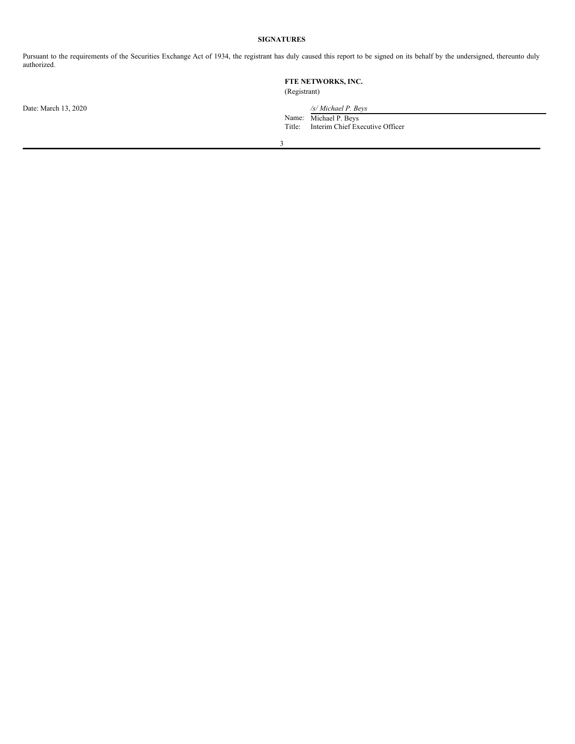**SIGNATURES**

Pursuant to the requirements of the Securities Exchange Act of 1934, the registrant has duly caused this report to be signed on its behalf by the undersigned, thereunto duly authorized.

**FTE NETWORKS, INC.**
(Registrant)

Date: March 13, 2020

*/s/ Michael P. Beys*

Name: Michael P. Beys
Title: Interim Chief Executive Officer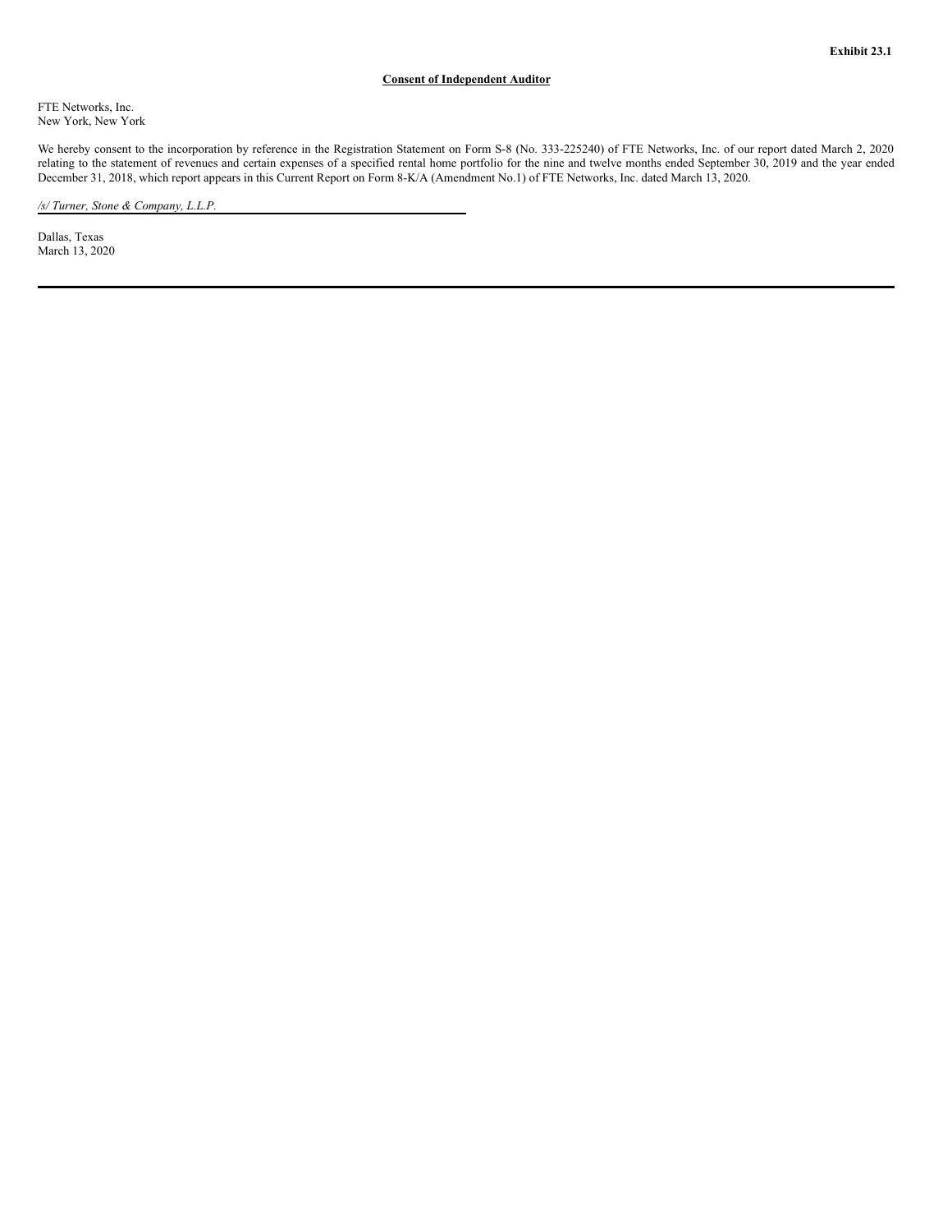**Exhibit 23.1**

**Consent of Independent Auditor**

FTE Networks, Inc.
New York, New York

We hereby consent to the incorporation by reference in the Registration Statement on Form S-8 (No. 333-225240) of FTE Networks, Inc. of our report dated March 2, 2020 relating to the statement of revenues and certain expenses of a specified rental home portfolio for the nine and twelve months ended September 30, 2019 and the year ended December 31, 2018, which report appears in this Current Report on Form 8-K/A (Amendment No.1) of FTE Networks, Inc. dated March 13, 2020.

*/s/ Turner, Stone & Company, L.L.P.*

Dallas, Texas
March 13, 2020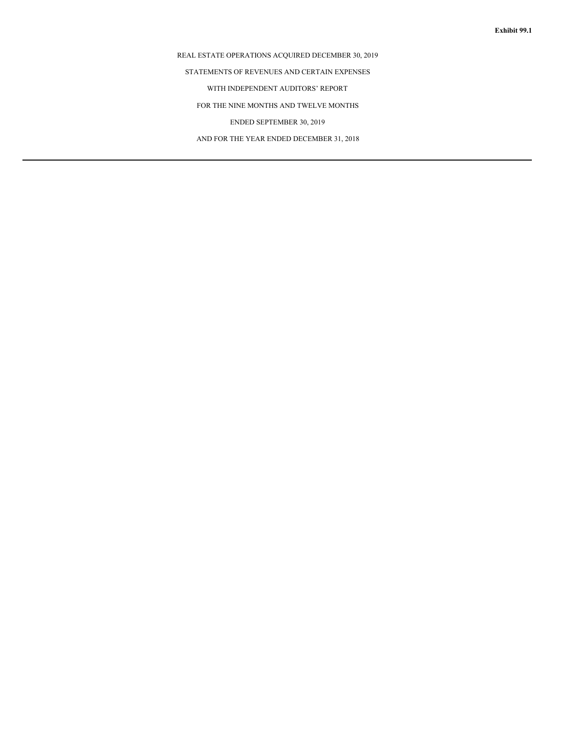**Exhibit 99.1**

REAL ESTATE OPERATIONS ACQUIRED DECEMBER 30, 2019

STATEMENTS OF REVENUES AND CERTAIN EXPENSES

WITH INDEPENDENT AUDITORS' REPORT

FOR THE NINE MONTHS AND TWELVE MONTHS

ENDED SEPTEMBER 30, 2019

AND FOR THE YEAR ENDED DECEMBER 31, 2018

---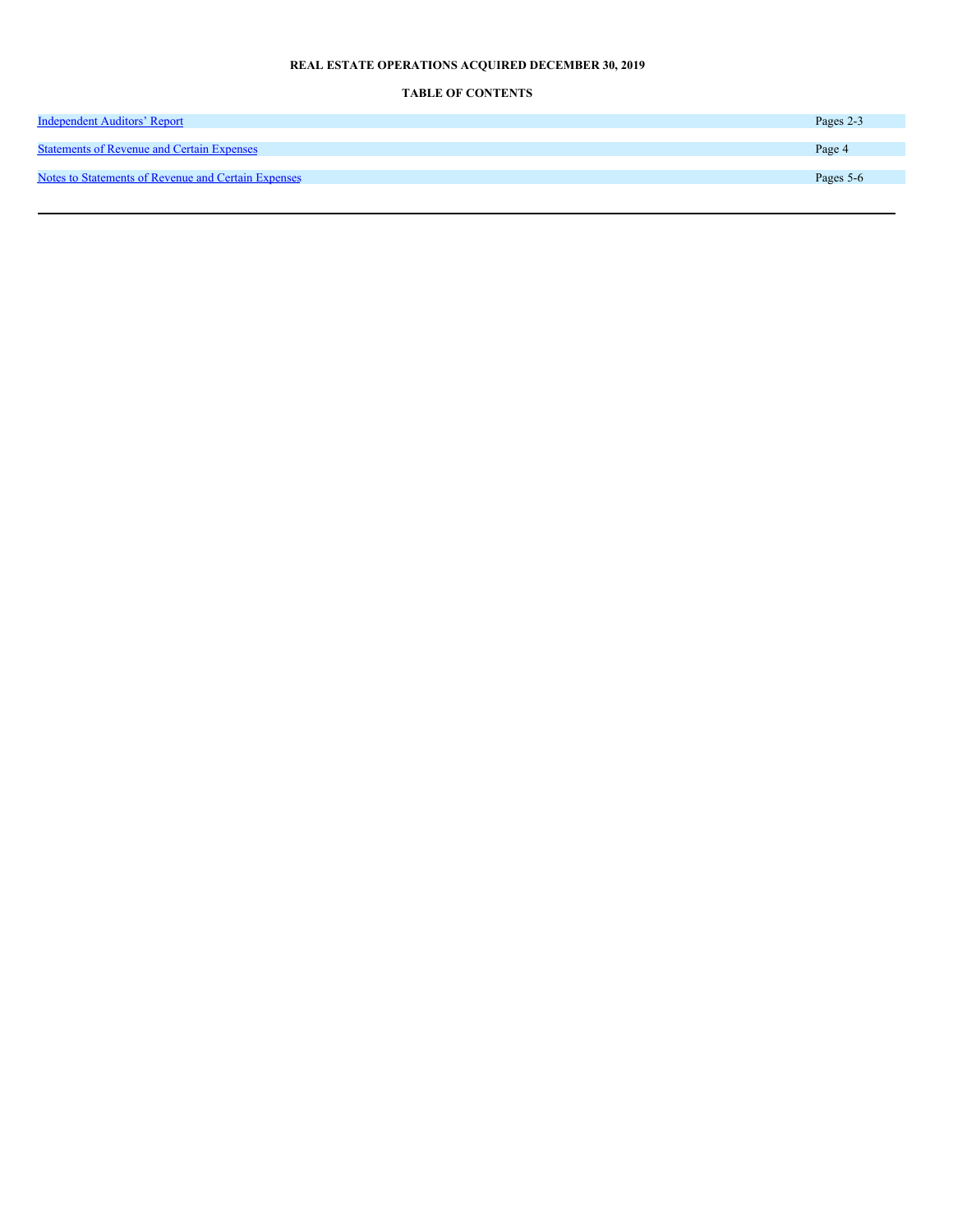**REAL ESTATE OPERATIONS ACQUIRED DECEMBER 30, 2019**

**TABLE OF CONTENTS**

| | |
|---|---|
| Independent Auditors’ Report | Pages 2-3 |
| Statements of Revenue and Certain Expenses | Page 4 |
| Notes to Statements of Revenue and Certain Expenses | Pages 5-6 |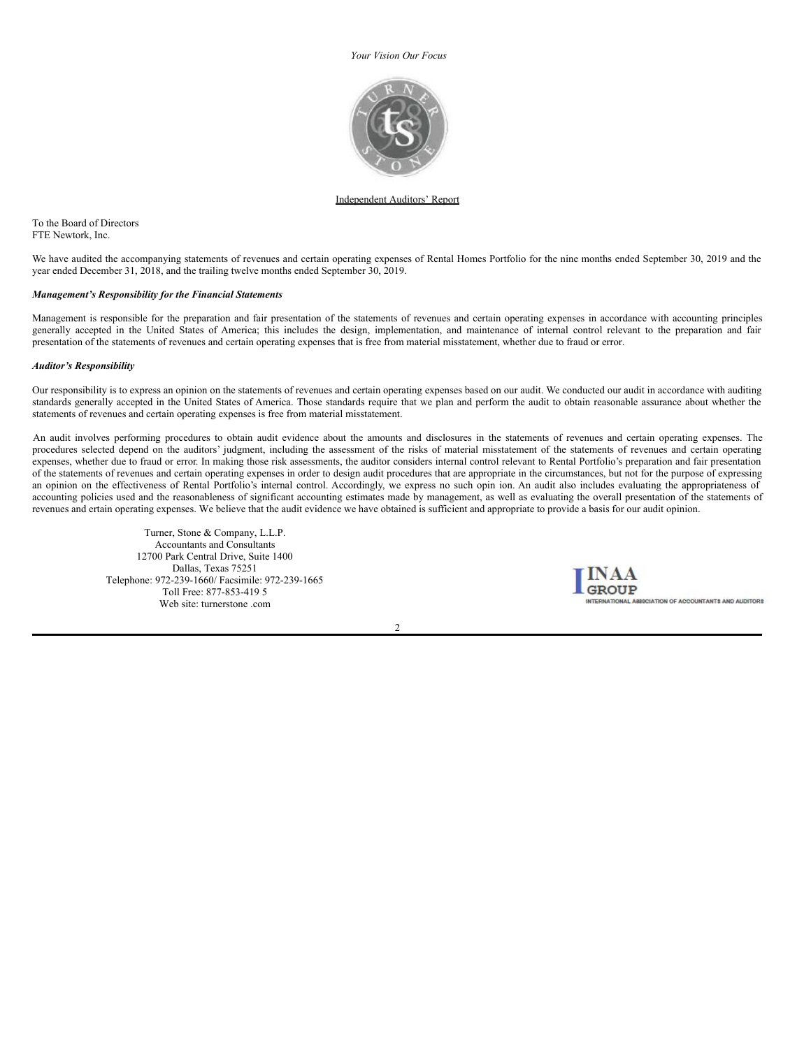*Your Vision Our Focus*

Independent Auditors' Report

To the Board of Directors
FTE Newtork, Inc.

We have audited the accompanying statements of revenues and certain operating expenses of Rental Homes Portfolio for the nine months ended September 30, 2019 and the year ended December 31, 2018, and the trailing twelve months ended September 30, 2019.

***Management's Responsibility for the Financial Statements***

Management is responsible for the preparation and fair presentation of the statements of revenues and certain operating expenses in accordance with accounting principles generally accepted in the United States of America; this includes the design, implementation, and maintenance of internal control relevant to the preparation and fair presentation of the statements of revenues and certain operating expenses that is free from material misstatement, whether due to fraud or error.

***Auditor's Responsibility***

Our responsibility is to express an opinion on the statements of revenues and certain operating expenses based on our audit. We conducted our audit in accordance with auditing standards generally accepted in the United States of America. Those standards require that we plan and perform the audit to obtain reasonable assurance about whether the statements of revenues and certain operating expenses is free from material misstatement.

An audit involves performing procedures to obtain audit evidence about the amounts and disclosures in the statements of revenues and certain operating expenses. The procedures selected depend on the auditors' judgment, including the assessment of the risks of material misstatement of the statements of revenues and certain operating expenses, whether due to fraud or error. In making those risk assessments, the auditor considers internal control relevant to Rental Portfolio's preparation and fair presentation of the statements of revenues and certain operating expenses in order to design audit procedures that are appropriate in the circumstances, but not for the purpose of expressing an opinion on the effectiveness of Rental Portfolio's internal control. Accordingly, we express no such opin ion. An audit also includes evaluating the appropriateness of accounting policies used and the reasonableness of significant accounting estimates made by management, as well as evaluating the overall presentation of the statements of revenues and ertain operating expenses. We believe that the audit evidence we have obtained is sufficient and appropriate to provide a basis for our audit opinion.

Turner, Stone & Company, L.L.P.
Accountants and Consultants
12700 Park Central Drive, Suite 1400
Dallas, Texas 75251
Telephone: 972-239-1660/ Facsimile: 972-239-1665
Toll Free: 877-853-419 5
Web site: turnerstone .com

INAA GROUP
INTERNATIONAL ASSOCIATION OF ACCOUNTANTS AND AUDITORS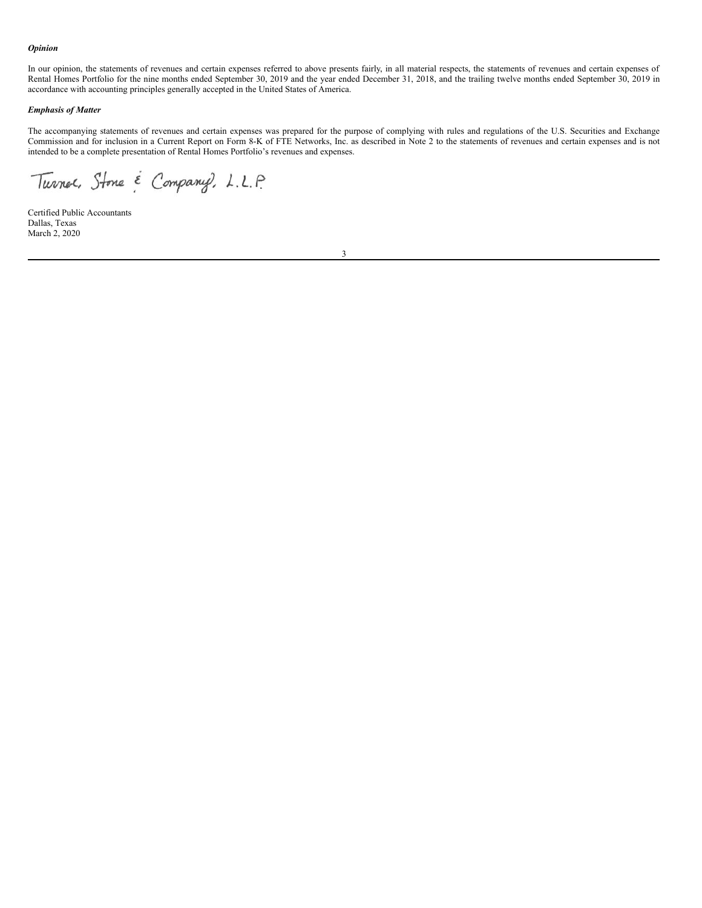***Opinion***

In our opinion, the statements of revenues and certain expenses referred to above presents fairly, in all material respects, the statements of revenues and certain expenses of Rental Homes Portfolio for the nine months ended September 30, 2019 and the year ended December 31, 2018, and the trailing twelve months ended September 30, 2019 in accordance with accounting principles generally accepted in the United States of America.

***Emphasis of Matter***

The accompanying statements of revenues and certain expenses was prepared for the purpose of complying with rules and regulations of the U.S. Securities and Exchange Commission and for inclusion in a Current Report on Form 8-K of FTE Networks, Inc. as described in Note 2 to the statements of revenues and certain expenses and is not intended to be a complete presentation of Rental Homes Portfolio's revenues and expenses.

Turner, Stone & Company, L.L.P.

Certified Public Accountants
Dallas, Texas
March 2, 2020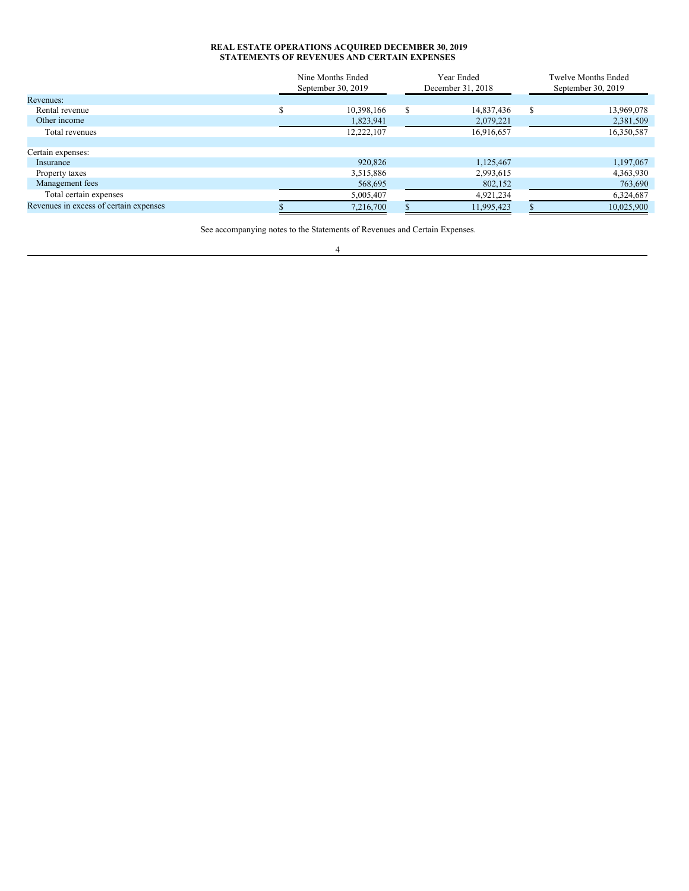**REAL ESTATE OPERATIONS ACQUIRED DECEMBER 30, 2019**
**STATEMENTS OF REVENUES AND CERTAIN EXPENSES**

| | Nine Months Ended September 30, 2019 | Year Ended December 31, 2018 | Twelve Months Ended September 30, 2019 |
|---|---|---|---|
| Revenues: | | | |
| Rental revenue | $ 10,398,166 | $ 14,837,436 | $ 13,969,078 |
| Other income | 1,823,941 | 2,079,221 | 2,381,509 |
| Total revenues | 12,222,107 | 16,916,657 | 16,350,587 |
| | | | |
| Certain expenses: | | | |
| Insurance | 920,826 | 1,125,467 | 1,197,067 |
| Property taxes | 3,515,886 | 2,993,615 | 4,363,930 |
| Management fees | 568,695 | 802,152 | 763,690 |
| Total certain expenses | 5,005,407 | 4,921,234 | 6,324,687 |
| Revenues in excess of certain expenses | $ 7,216,700 | $ 11,995,423 | $ 10,025,900 |

See accompanying notes to the Statements of Revenues and Certain Expenses.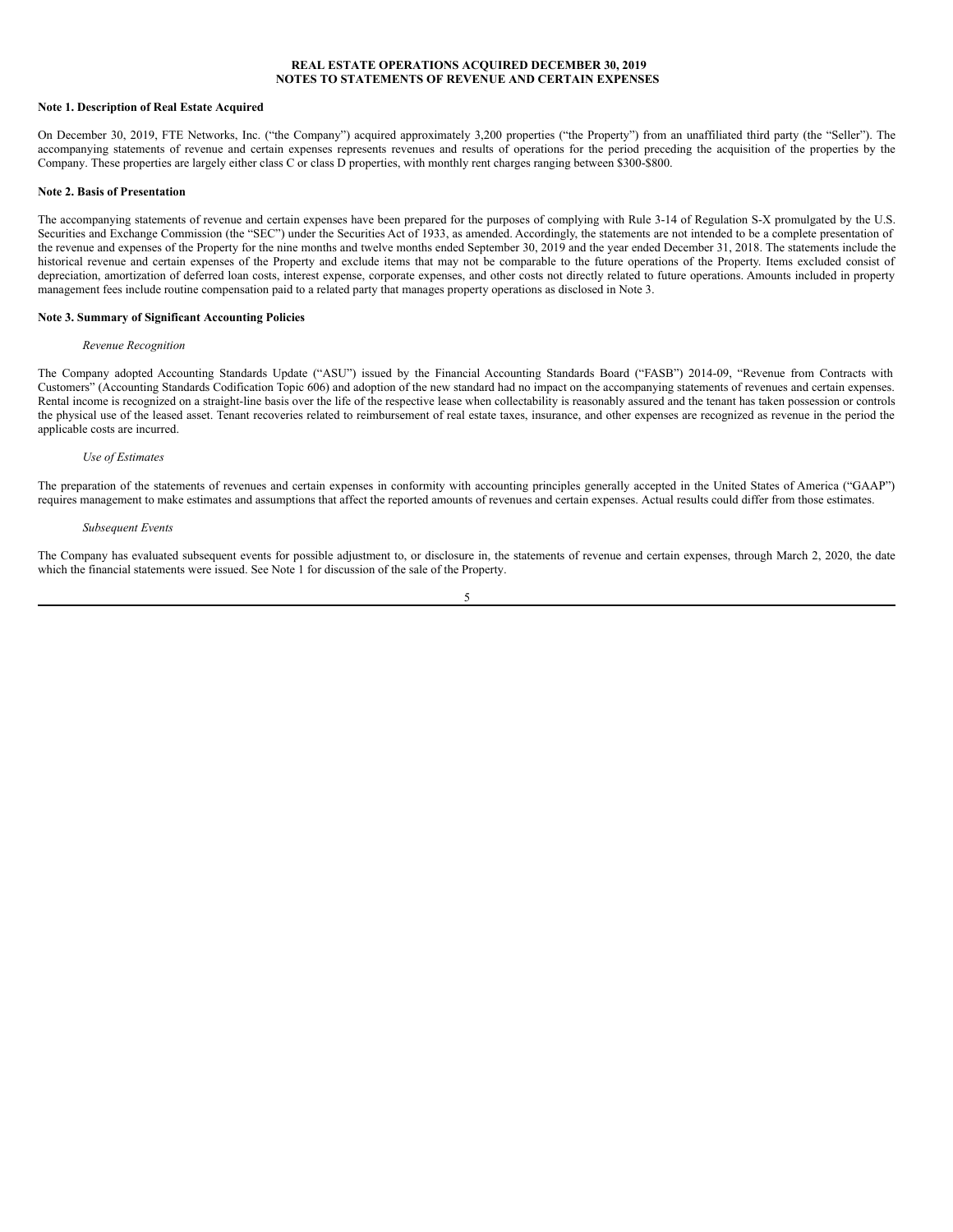# REAL ESTATE OPERATIONS ACQUIRED DECEMBER 30, 2019
## NOTES TO STATEMENTS OF REVENUE AND CERTAIN EXPENSES

**Note 1. Description of Real Estate Acquired**

On December 30, 2019, FTE Networks, Inc. ("the Company") acquired approximately 3,200 properties ("the Property") from an unaffiliated third party (the "Seller"). The accompanying statements of revenue and certain expenses represents revenues and results of operations for the period preceding the acquisition of the properties by the Company. These properties are largely either class C or class D properties, with monthly rent charges ranging between $300-$800.

**Note 2. Basis of Presentation**

The accompanying statements of revenue and certain expenses have been prepared for the purposes of complying with Rule 3-14 of Regulation S-X promulgated by the U.S. Securities and Exchange Commission (the "SEC") under the Securities Act of 1933, as amended. Accordingly, the statements are not intended to be a complete presentation of the revenue and expenses of the Property for the nine months and twelve months ended September 30, 2019 and the year ended December 31, 2018. The statements include the historical revenue and certain expenses of the Property and exclude items that may not be comparable to the future operations of the Property. Items excluded consist of depreciation, amortization of deferred loan costs, interest expense, corporate expenses, and other costs not directly related to future operations. Amounts included in property management fees include routine compensation paid to a related party that manages property operations as disclosed in Note 3.

**Note 3. Summary of Significant Accounting Policies**

*Revenue Recognition*

The Company adopted Accounting Standards Update ("ASU") issued by the Financial Accounting Standards Board ("FASB") 2014-09, "Revenue from Contracts with Customers" (Accounting Standards Codification Topic 606) and adoption of the new standard had no impact on the accompanying statements of revenues and certain expenses. Rental income is recognized on a straight-line basis over the life of the respective lease when collectability is reasonably assured and the tenant has taken possession or controls the physical use of the leased asset. Tenant recoveries related to reimbursement of real estate taxes, insurance, and other expenses are recognized as revenue in the period the applicable costs are incurred.

*Use of Estimates*

The preparation of the statements of revenues and certain expenses in conformity with accounting principles generally accepted in the United States of America ("GAAP") requires management to make estimates and assumptions that affect the reported amounts of revenues and certain expenses. Actual results could differ from those estimates.

*Subsequent Events*

The Company has evaluated subsequent events for possible adjustment to, or disclosure in, the statements of revenue and certain expenses, through March 2, 2020, the date which the financial statements were issued. See Note 1 for discussion of the sale of the Property.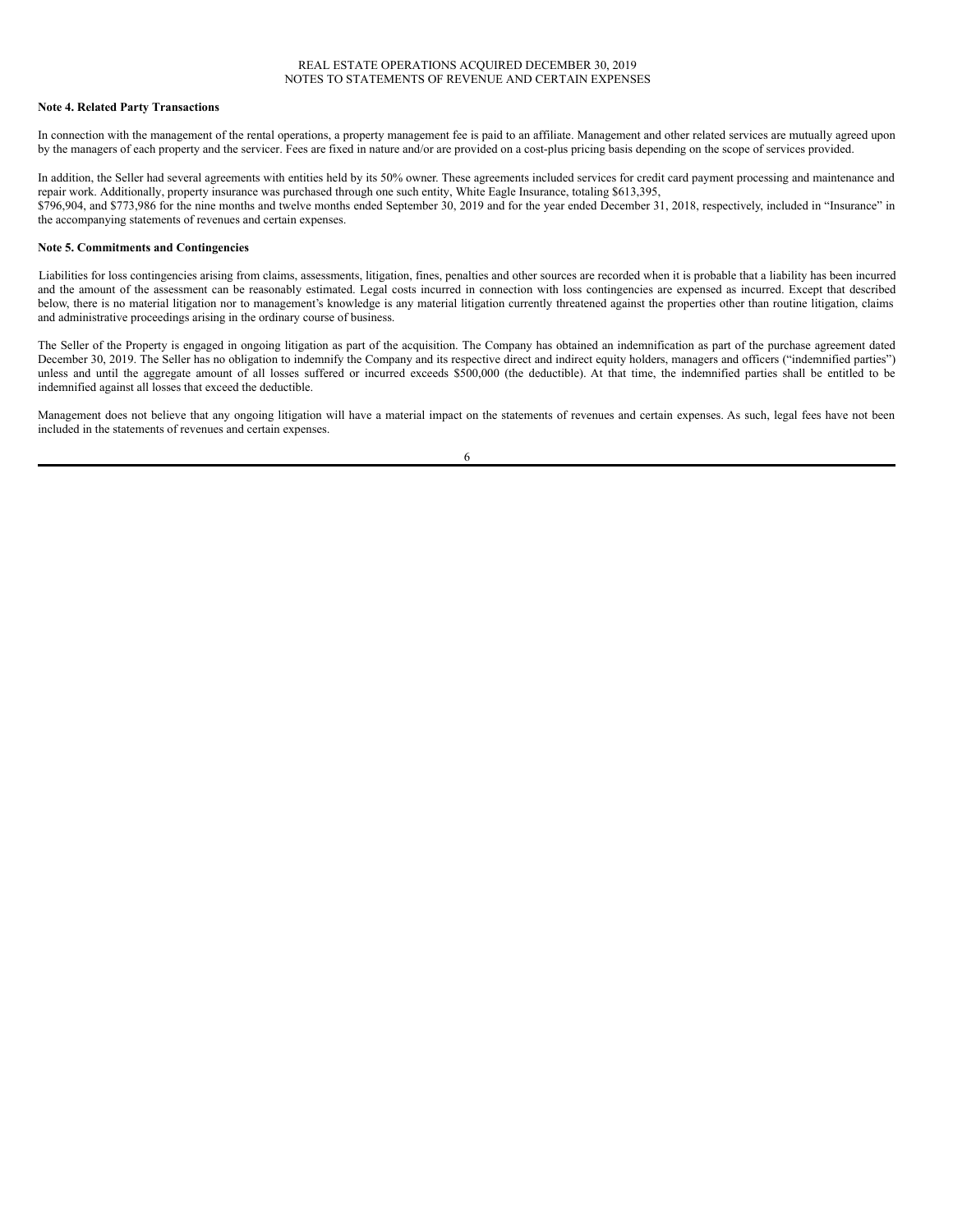REAL ESTATE OPERATIONS ACQUIRED DECEMBER 30, 2019
NOTES TO STATEMENTS OF REVENUE AND CERTAIN EXPENSES

**Note 4. Related Party Transactions**

In connection with the management of the rental operations, a property management fee is paid to an affiliate. Management and other related services are mutually agreed upon by the managers of each property and the servicer. Fees are fixed in nature and/or are provided on a cost-plus pricing basis depending on the scope of services provided.

In addition, the Seller had several agreements with entities held by its 50% owner. These agreements included services for credit card payment processing and maintenance and repair work. Additionally, property insurance was purchased through one such entity, White Eagle Insurance, totaling $613,395, $796,904, and $773,986 for the nine months and twelve months ended September 30, 2019 and for the year ended December 31, 2018, respectively, included in "Insurance" in the accompanying statements of revenues and certain expenses.

**Note 5. Commitments and Contingencies**

Liabilities for loss contingencies arising from claims, assessments, litigation, fines, penalties and other sources are recorded when it is probable that a liability has been incurred and the amount of the assessment can be reasonably estimated. Legal costs incurred in connection with loss contingencies are expensed as incurred. Except that described below, there is no material litigation nor to management's knowledge is any material litigation currently threatened against the properties other than routine litigation, claims and administrative proceedings arising in the ordinary course of business.

The Seller of the Property is engaged in ongoing litigation as part of the acquisition. The Company has obtained an indemnification as part of the purchase agreement dated December 30, 2019. The Seller has no obligation to indemnify the Company and its respective direct and indirect equity holders, managers and officers ("indemnified parties") unless and until the aggregate amount of all losses suffered or incurred exceeds $500,000 (the deductible). At that time, the indemnified parties shall be entitled to be indemnified against all losses that exceed the deductible.

Management does not believe that any ongoing litigation will have a material impact on the statements of revenues and certain expenses. As such, legal fees have not been included in the statements of revenues and certain expenses.